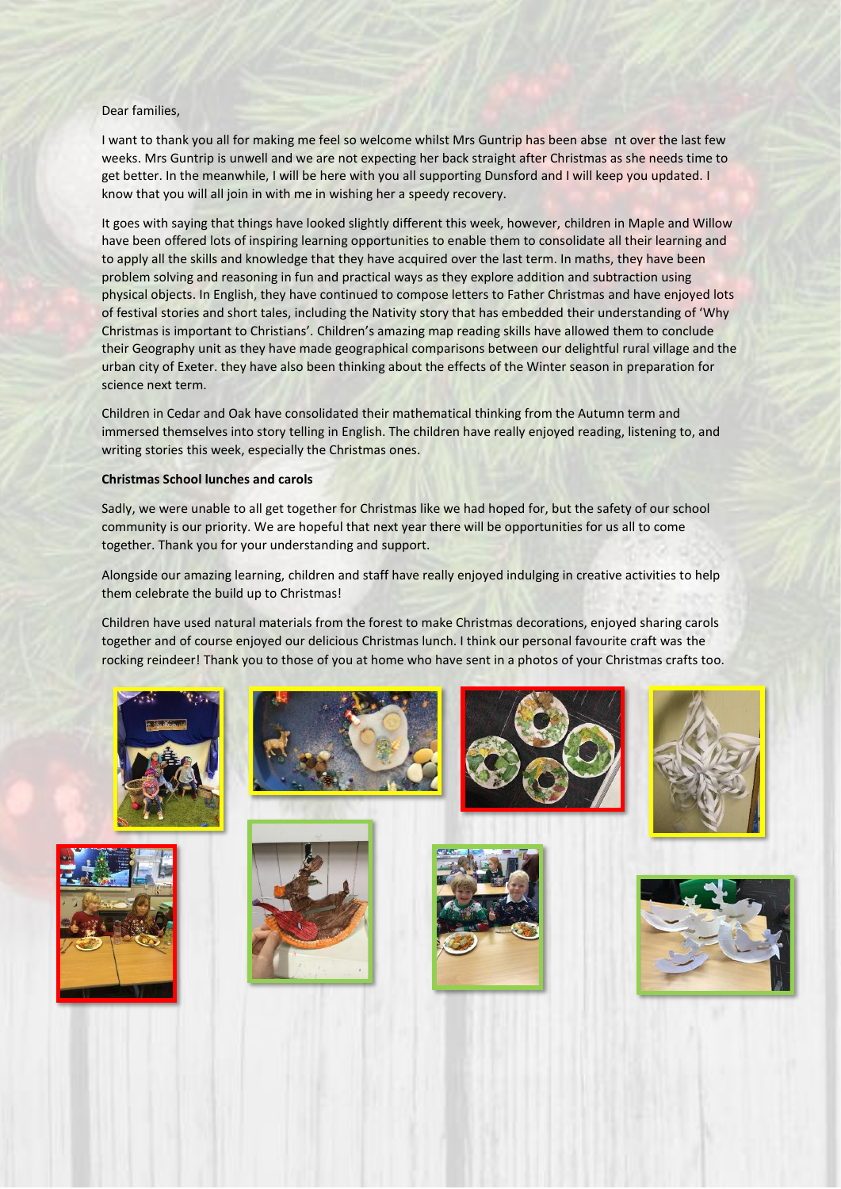Dear families,

I want to thank you all for making me feel so welcome whilst Mrs Guntrip has been abse nt over the last few weeks. Mrs Guntrip is unwell and we are not expecting her back straight after Christmas as she needs time to get better. In the meanwhile, I will be here with you all supporting Dunsford and I will keep you updated. I know that you will all join in with me in wishing her a speedy recovery.

It goes with saying that things have looked slightly different this week, however, children in Maple and Willow have been offered lots of inspiring learning opportunities to enable them to consolidate all their learning and to apply all the skills and knowledge that they have acquired over the last term. In maths, they have been problem solving and reasoning in fun and practical ways as they explore addition and subtraction using physical objects. In English, they have continued to compose letters to Father Christmas and have enjoyed lots of festival stories and short tales, including the Nativity story that has embedded their understanding of 'Why Christmas is important to Christians'. Children's amazing map reading skills have allowed them to conclude their Geography unit as they have made geographical comparisons between our delightful rural village and the urban city of Exeter. they have also been thinking about the effects of the Winter season in preparation for science next term.

Children in Cedar and Oak have consolidated their mathematical thinking from the Autumn term and immersed themselves into story telling in English. The children have really enjoyed reading, listening to, and writing stories this week, especially the Christmas ones.

**Christmas School lunches and carols**

Sadly, we were unable to all get together for Christmas like we had hoped for, but the safety of our school community is our priority. We are hopeful that next year there will be opportunities for us all to come together. Thank you for your understanding and support.

Alongside our amazing learning, children and staff have really enjoyed indulging in creative activities to help them celebrate the build up to Christmas!

Children have used natural materials from the forest to make Christmas decorations, enjoyed sharing carols together and of course enjoyed our delicious Christmas lunch. I think our personal favourite craft was the rocking reindeer! Thank you to those of you at home who have sent in a photos of your Christmas crafts too.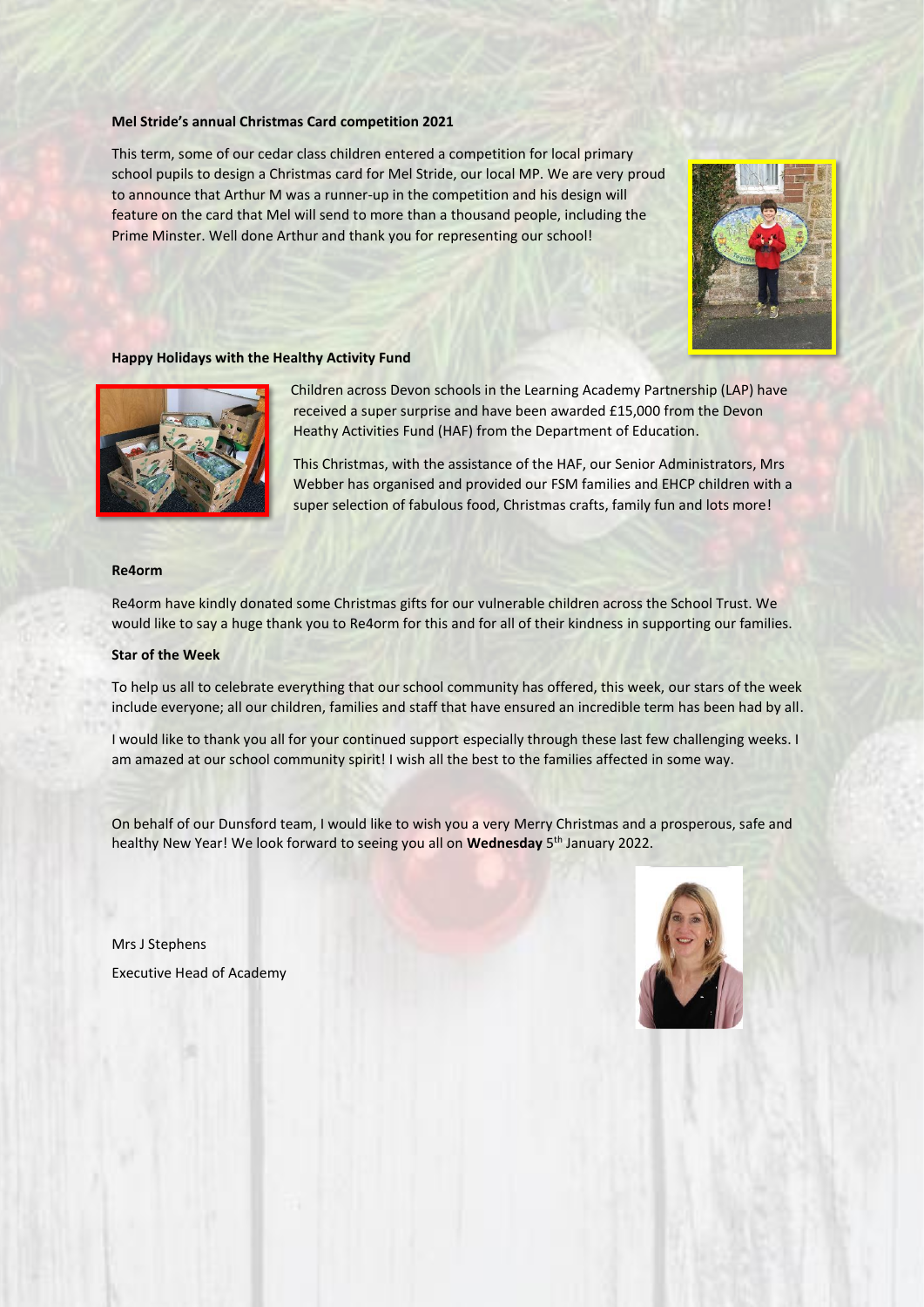**Mel Stride's annual Christmas Card competition 2021**

This term, some of our cedar class children entered a competition for local primary school pupils to design a Christmas card for Mel Stride, our local MP. We are very proud to announce that Arthur M was a runner-up in the competition and his design will feature on the card that Mel will send to more than a thousand people, including the Prime Minster. Well done Arthur and thank you for representing our school!

**Happy Holidays with the Healthy Activity Fund**

Children across Devon schools in the Learning Academy Partnership (LAP) have received a super surprise and have been awarded £15,000 from the Devon Heathy Activities Fund (HAF) from the Department of Education.

This Christmas, with the assistance of the HAF, our Senior Administrators, Mrs Webber has organised and provided our FSM families and EHCP children with a super selection of fabulous food, Christmas crafts, family fun and lots more!

**Re4orm**

Re4orm have kindly donated some Christmas gifts for our vulnerable children across the School Trust. We would like to say a huge thank you to Re4orm for this and for all of their kindness in supporting our families.

**Star of the Week**

To help us all to celebrate everything that our school community has offered, this week, our stars of the week include everyone; all our children, families and staff that have ensured an incredible term has been had by all.

I would like to thank you all for your continued support especially through these last few challenging weeks. I am amazed at our school community spirit! I wish all the best to the families affected in some way.

On behalf of our Dunsford team, I would like to wish you a very Merry Christmas and a prosperous, safe and healthy New Year! We look forward to seeing you all on **Wednesday** 5th January 2022.

Mrs J Stephens

Executive Head of Academy